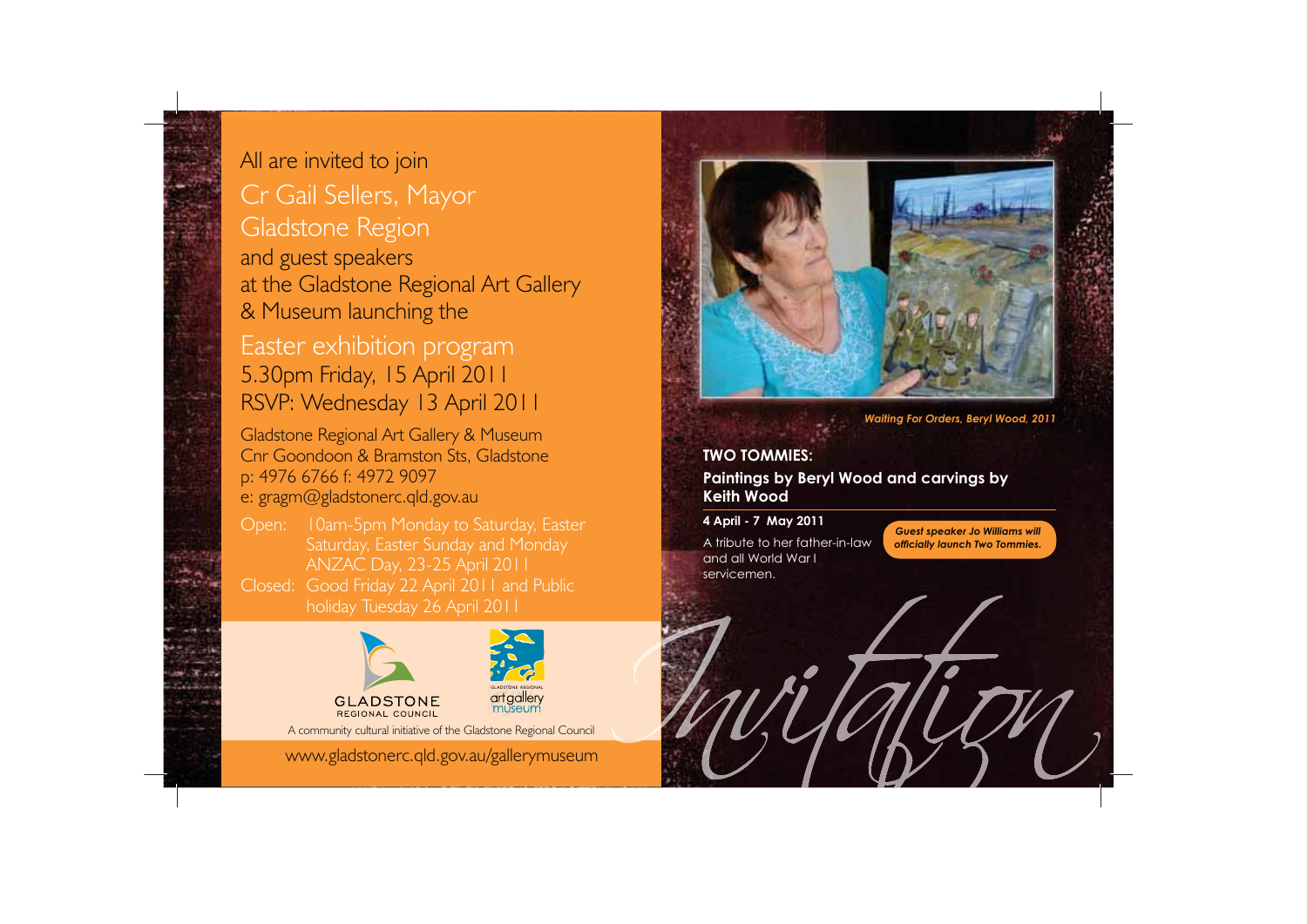All are invited to join

Cr Gail Sellers, Mayor
Gladstone Region

and guest speakers
at the Gladstone Regional Art Gallery
& Museum launching the

Easter exhibition program

5.30pm Friday, 15 April 2011
RSVP: Wednesday 13 April 2011

Gladstone Regional Art Gallery & Museum
Cnr Goondoon & Bramston Sts, Gladstone
p: 4976 6766 f: 4972 9097
e: gragm@gladstonerc.qld.gov.au

Open: 10am-5pm Monday to Saturday, Easter Saturday, Easter Sunday and Monday ANZAC Day, 23-25 April 2011

Closed: Good Friday 22 April 2011 and Public holiday Tuesday 26 April 2011

GLADSTONE REGIONAL COUNCIL

GLADSTONE REGIONAL art gallery museum

A community cultural initiative of the Gladstone Regional Council

www.gladstonerc.qld.gov.au/gallerymuseum

*Waiting For Orders, Beryl Wood, 2011*

**TWO TOMMIES:**

**Paintings by Beryl Wood and carvings by Keith Wood**

**4 April - 7 May 2011**

A tribute to her father-in-law and all World War I servicemen.

***Guest speaker Jo Williams will officially launch Two Tommies.***

*Invitation*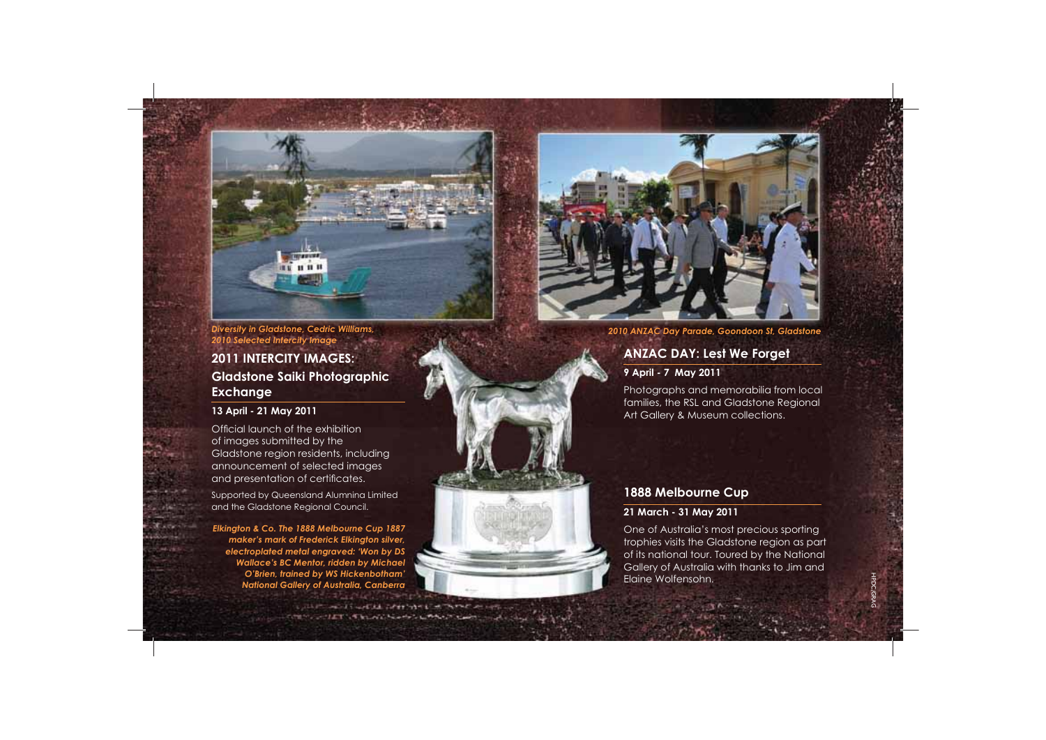*Diversity in Gladstone, Cedric Williams, 2010 Selected Intercity Image*

## 2011 INTERCITY IMAGES: Gladstone Saiki Photographic Exchange

**13 April - 21 May 2011**

Official launch of the exhibition of images submitted by the Gladstone region residents, including announcement of selected images and presentation of certificates.

Supported by Queensland Alumnina Limited and the Gladstone Regional Council.

*Elkington & Co. The 1888 Melbourne Cup 1887 maker's mark of Frederick Elkington silver, electroplated metal engraved: 'Won by DS Wallace's BC Mentor, ridden by Michael O'Brien, trained by WS Hickenbotham' National Gallery of Australia, Canberra*

*2010 ANZAC Day Parade, Goondoon St, Gladstone*

## ANZAC DAY: Lest We Forget

**9 April - 7 May 2011**

Photographs and memorabilia from local families, the RSL and Gladstone Regional Art Gallery & Museum collections.

## 1888 Melbourne Cup

**21 March - 31 May 2011**

One of Australia's most precious sporting trophies visits the Gladstone region as part of its national tour. Toured by the National Gallery of Australia with thanks to Jim and Elaine Wolfensohn.

HPDC/GRAG